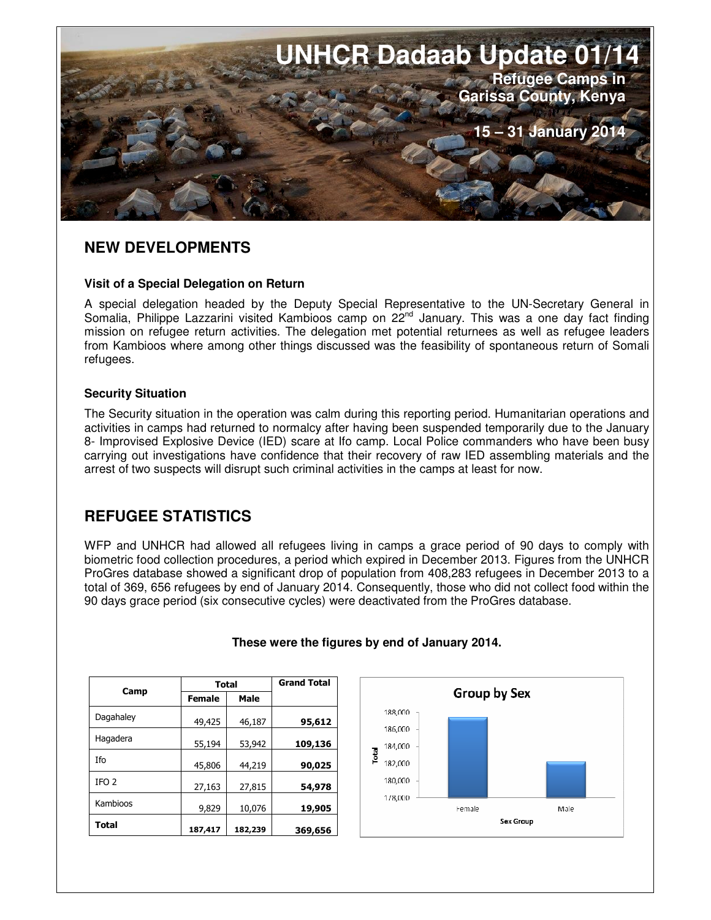# UNHCR Dadaab Update 01/14

**Refugee Camps in Garissa County, Kenya**

**15 – 31 January 2014**

## NEW DEVELOPMENTS

### Visit of a Special Delegation on Return

A special delegation headed by the Deputy Special Representative to the UN-Secretary General in Somalia, Philippe Lazzarini visited Kambioos camp on 22nd January. This was a one day fact finding mission on refugee return activities. The delegation met potential returnees as well as refugee leaders from Kambioos where among other things discussed was the feasibility of spontaneous return of Somali refugees.

### Security Situation

The Security situation in the operation was calm during this reporting period. Humanitarian operations and activities in camps had returned to normalcy after having been suspended temporarily due to the January 8- Improvised Explosive Device (IED) scare at Ifo camp. Local Police commanders who have been busy carrying out investigations have confidence that their recovery of raw IED assembling materials and the arrest of two suspects will disrupt such criminal activities in the camps at least for now.

## REFUGEE STATISTICS

WFP and UNHCR had allowed all refugees living in camps a grace period of 90 days to comply with biometric food collection procedures, a period which expired in December 2013. Figures from the UNHCR ProGres database showed a significant drop of population from 408,283 refugees in December 2013 to a total of 369, 656 refugees by end of January 2014. Consequently, those who did not collect food within the 90 days grace period (six consecutive cycles) were deactivated from the ProGres database.

**These were the figures by end of January 2014.**

| Camp | Total | | Grand Total |
|---|---|---|---|
| | Female | Male | |
| Dagahaley | 49,425 | 46,187 | **95,612** |
| Hagadera | 55,194 | 53,942 | **109,136** |
| Ifo | 45,806 | 44,219 | **90,025** |
| IFO 2 | 27,163 | 27,815 | **54,978** |
| Kambioos | 9,829 | 10,076 | **19,905** |
| **Total** | **187,417** | **182,239** | **369,656** |

**Group by Sex**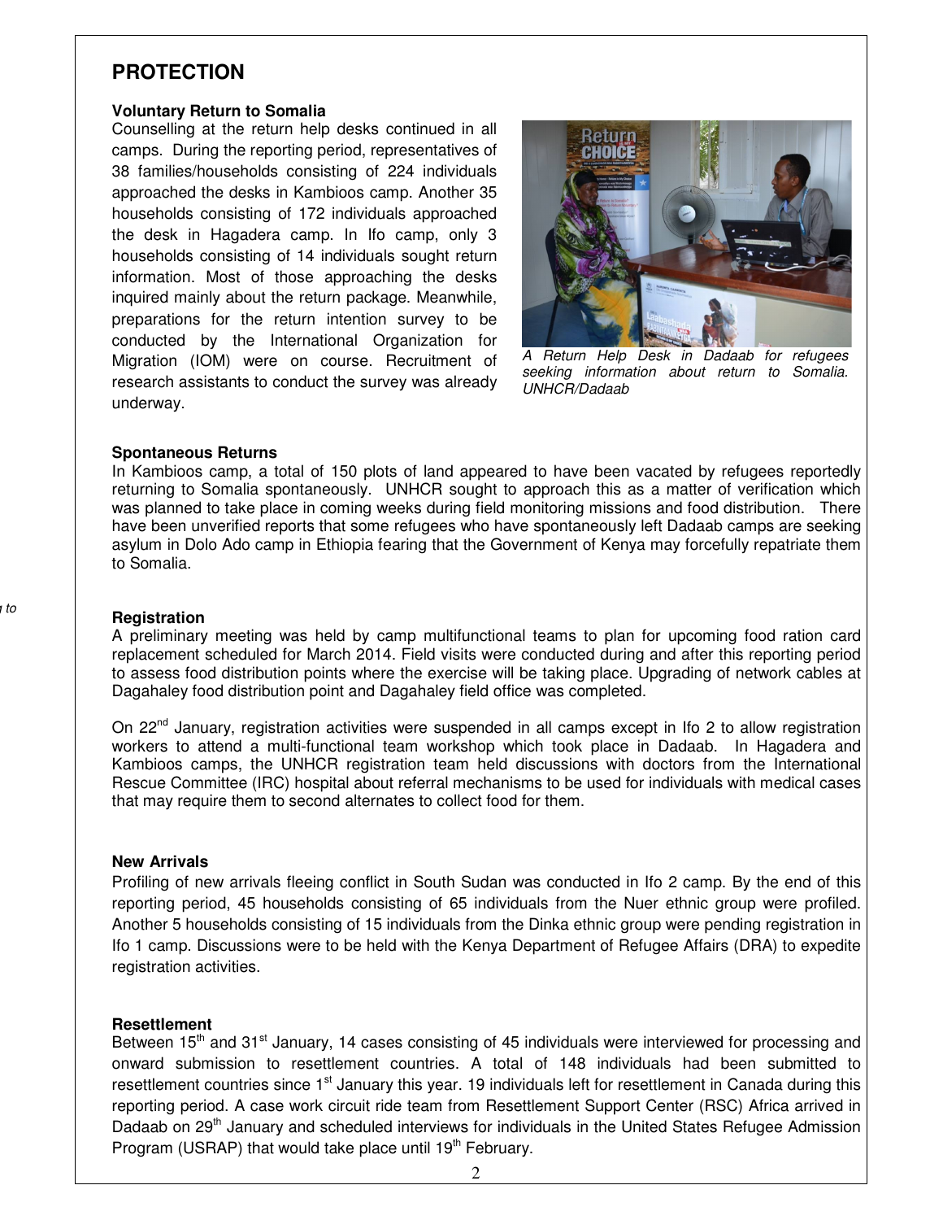# PROTECTION

### Voluntary Return to Somalia

Counselling at the return help desks continued in all camps. During the reporting period, representatives of 38 families/households consisting of 224 individuals approached the desks in Kambioos camp. Another 35 households consisting of 172 individuals approached the desk in Hagadera camp. In Ifo camp, only 3 households consisting of 14 individuals sought return information. Most of those approaching the desks inquired mainly about the return package. Meanwhile, preparations for the return intention survey to be conducted by the International Organization for Migration (IOM) were on course. Recruitment of research assistants to conduct the survey was already underway.

*A Return Help Desk in Dadaab for refugees seeking information about return to Somalia. UNHCR/Dadaab*

### Spontaneous Returns

In Kambioos camp, a total of 150 plots of land appeared to have been vacated by refugees reportedly returning to Somalia spontaneously. UNHCR sought to approach this as a matter of verification which was planned to take place in coming weeks during field monitoring missions and food distribution. There have been unverified reports that some refugees who have spontaneously left Dadaab camps are seeking asylum in Dolo Ado camp in Ethiopia fearing that the Government of Kenya may forcefully repatriate them to Somalia.

### Registration

A preliminary meeting was held by camp multifunctional teams to plan for upcoming food ration card replacement scheduled for March 2014. Field visits were conducted during and after this reporting period to assess food distribution points where the exercise will be taking place. Upgrading of network cables at Dagahaley food distribution point and Dagahaley field office was completed.

On 22nd January, registration activities were suspended in all camps except in Ifo 2 to allow registration workers to attend a multi-functional team workshop which took place in Dadaab. In Hagadera and Kambioos camps, the UNHCR registration team held discussions with doctors from the International Rescue Committee (IRC) hospital about referral mechanisms to be used for individuals with medical cases that may require them to second alternates to collect food for them.

### New Arrivals

Profiling of new arrivals fleeing conflict in South Sudan was conducted in Ifo 2 camp. By the end of this reporting period, 45 households consisting of 65 individuals from the Nuer ethnic group were profiled. Another 5 households consisting of 15 individuals from the Dinka ethnic group were pending registration in Ifo 1 camp. Discussions were to be held with the Kenya Department of Refugee Affairs (DRA) to expedite registration activities.

### Resettlement

Between 15th and 31st January, 14 cases consisting of 45 individuals were interviewed for processing and onward submission to resettlement countries. A total of 148 individuals had been submitted to resettlement countries since 1st January this year. 19 individuals left for resettlement in Canada during this reporting period. A case work circuit ride team from Resettlement Support Center (RSC) Africa arrived in Dadaab on 29th January and scheduled interviews for individuals in the United States Refugee Admission Program (USRAP) that would take place until 19th February.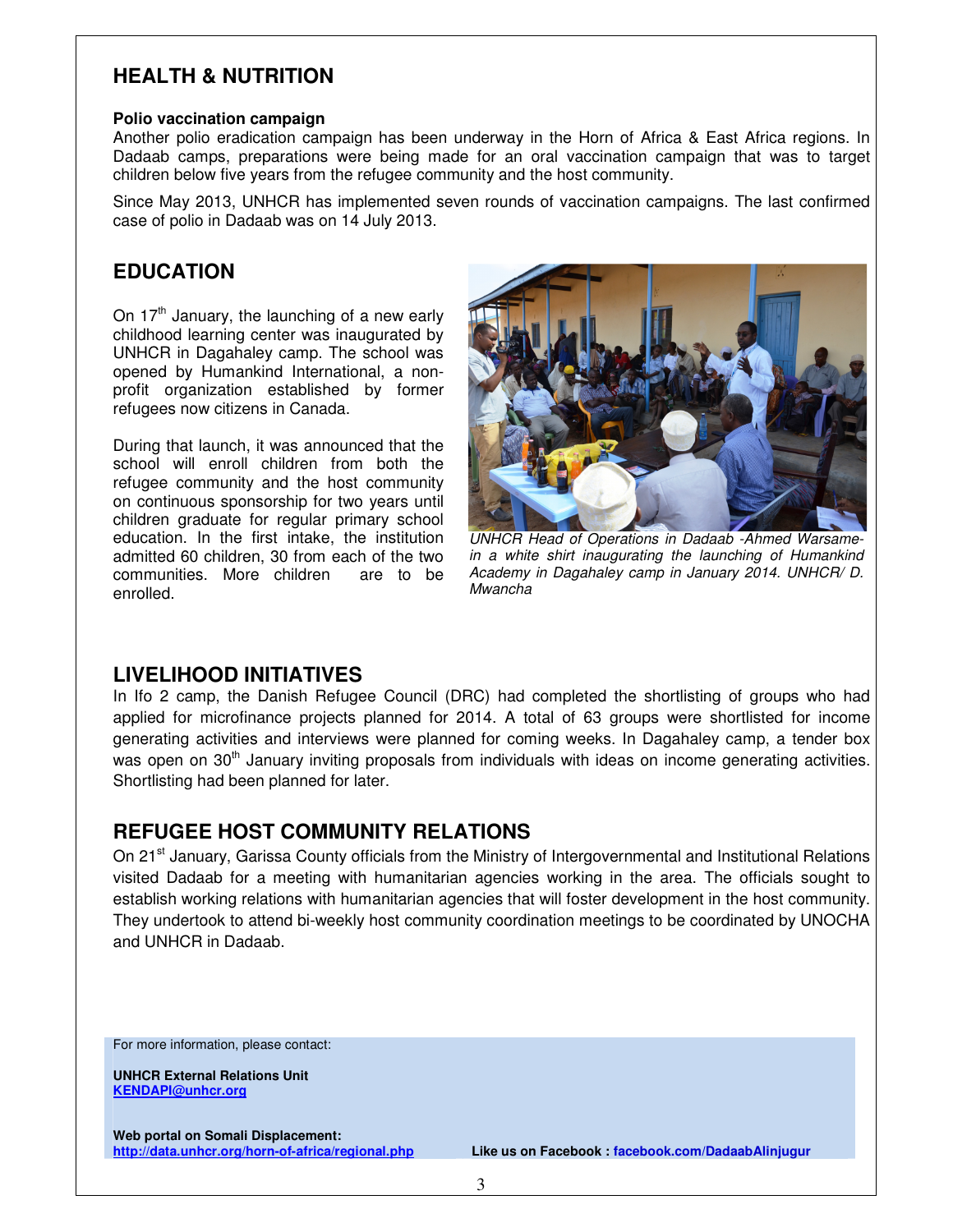## HEALTH & NUTRITION

**Polio vaccination campaign**

Another polio eradication campaign has been underway in the Horn of Africa & East Africa regions. In Dadaab camps, preparations were being made for an oral vaccination campaign that was to target children below five years from the refugee community and the host community.

Since May 2013, UNHCR has implemented seven rounds of vaccination campaigns. The last confirmed case of polio in Dadaab was on 14 July 2013.

## EDUCATION

On 17th January, the launching of a new early childhood learning center was inaugurated by UNHCR in Dagahaley camp. The school was opened by Humankind International, a non-profit organization established by former refugees now citizens in Canada.

During that launch, it was announced that the school will enroll children from both the refugee community and the host community on continuous sponsorship for two years until children graduate for regular primary school education. In the first intake, the institution admitted 60 children, 30 from each of the two communities. More children are to be enrolled.

*UNHCR Head of Operations in Dadaab -Ahmed Warsame- in a white shirt inaugurating the launching of Humankind Academy in Dagahaley camp in January 2014. UNHCR/ D. Mwancha*

## LIVELIHOOD INITIATIVES

In Ifo 2 camp, the Danish Refugee Council (DRC) had completed the shortlisting of groups who had applied for microfinance projects planned for 2014. A total of 63 groups were shortlisted for income generating activities and interviews were planned for coming weeks. In Dagahaley camp, a tender box was open on 30th January inviting proposals from individuals with ideas on income generating activities. Shortlisting had been planned for later.

## REFUGEE HOST COMMUNITY RELATIONS

On 21st January, Garissa County officials from the Ministry of Intergovernmental and Institutional Relations visited Dadaab for a meeting with humanitarian agencies working in the area. The officials sought to establish working relations with humanitarian agencies that will foster development in the host community. They undertook to attend bi-weekly host community coordination meetings to be coordinated by UNOCHA and UNHCR in Dadaab.

For more information, please contact:

**UNHCR External Relations Unit**
**KENDAPI@unhcr.org**

**Web portal on Somali Displacement:**
**http://data.unhcr.org/horn-of-africa/regional.php**

**Like us on Facebook : facebook.com/DadaabAlinjugur**